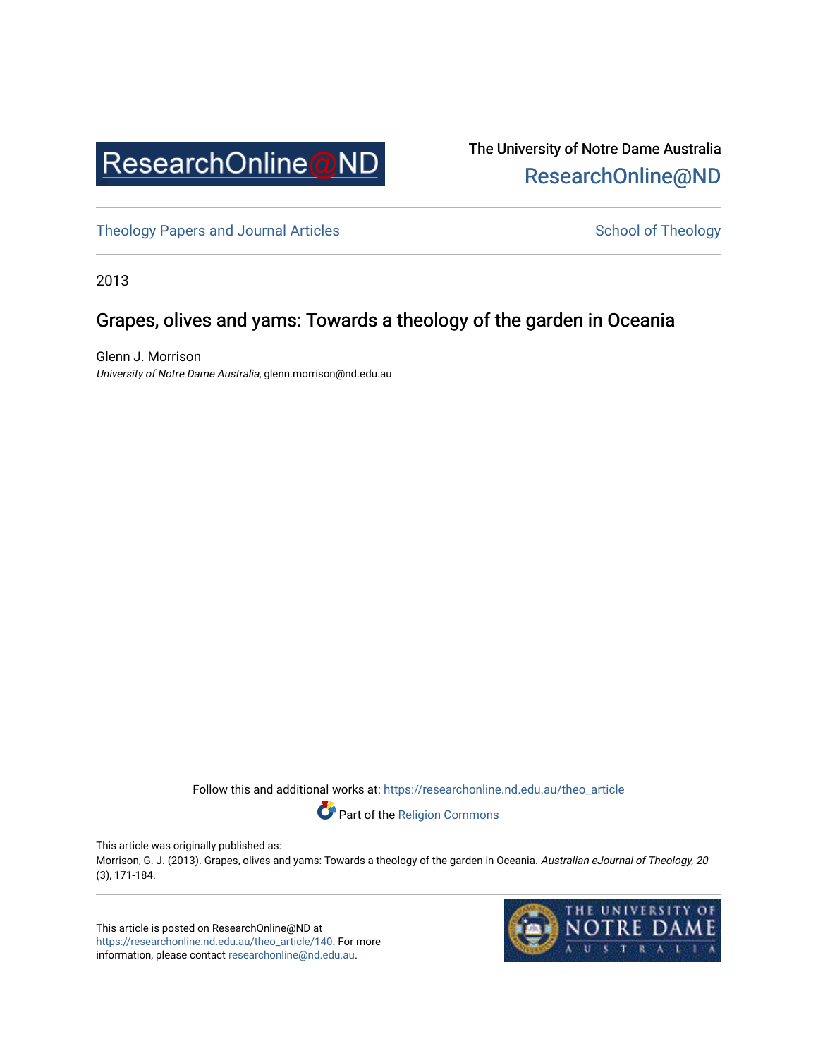ResearchOnline@ND

The University of Notre Dame Australia
ResearchOnline@ND

Theology Papers and Journal Articles

School of Theology

2013

# Grapes, olives and yams: Towards a theology of the garden in Oceania

Glenn J. Morrison
*University of Notre Dame Australia*, glenn.morrison@nd.edu.au

Follow this and additional works at: https://researchonline.nd.edu.au/theo_article

Part of the Religion Commons

This article was originally published as:
Morrison, G. J. (2013). Grapes, olives and yams: Towards a theology of the garden in Oceania. *Australian eJournal of Theology, 20* (3), 171-184.

This article is posted on ResearchOnline@ND at https://researchonline.nd.edu.au/theo_article/140. For more information, please contact researchonline@nd.edu.au.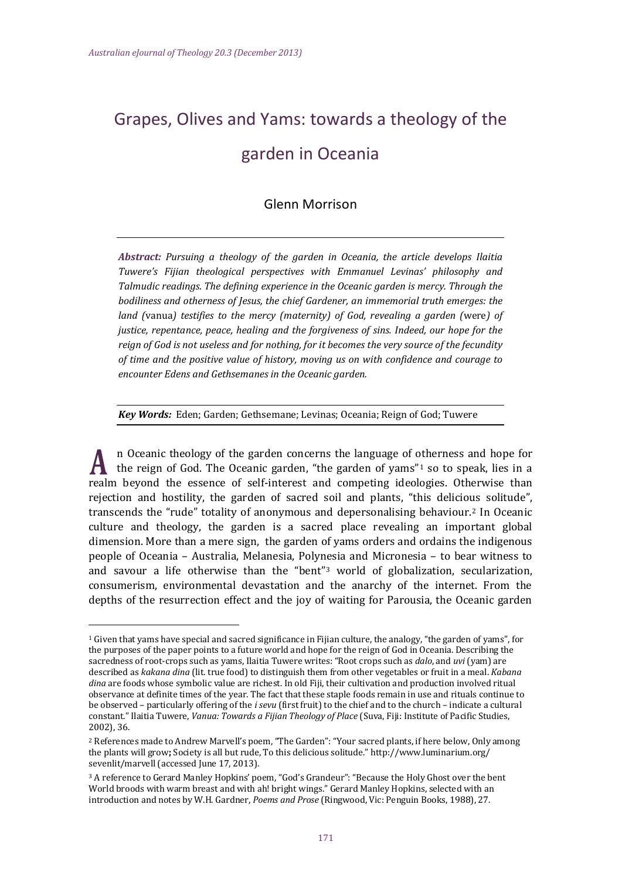# Grapes, Olives and Yams: towards a theology of the garden in Oceania

Glenn Morrison

***Abstract:*** *Pursuing a theology of the garden in Oceania, the article develops Ilaitia Tuwere's Fijian theological perspectives with Emmanuel Levinas' philosophy and Talmudic readings. The defining experience in the Oceanic garden is mercy. Through the bodiliness and otherness of Jesus, the chief Gardener, an immemorial truth emerges: the land (*vanua*) testifies to the mercy (maternity) of God, revealing a garden (*were*) of justice, repentance, peace, healing and the forgiveness of sins. Indeed, our hope for the reign of God is not useless and for nothing, for it becomes the very source of the fecundity of time and the positive value of history, moving us on with confidence and courage to encounter Edens and Gethsemanes in the Oceanic garden.*

***Key Words:*** Eden; Garden; Gethsemane; Levinas; Oceania; Reign of God; Tuwere

An Oceanic theology of the garden concerns the language of otherness and hope for the reign of God. The Oceanic garden, "the garden of yams"[1] so to speak, lies in a realm beyond the essence of self-interest and competing ideologies. Otherwise than rejection and hostility, the garden of sacred soil and plants, "this delicious solitude", transcends the "rude" totality of anonymous and depersonalising behaviour.[2] In Oceanic culture and theology, the garden is a sacred place revealing an important global dimension. More than a mere sign, the garden of yams orders and ordains the indigenous people of Oceania – Australia, Melanesia, Polynesia and Micronesia – to bear witness to and savour a life otherwise than the "bent"[3] world of globalization, secularization, consumerism, environmental devastation and the anarchy of the internet. From the depths of the resurrection effect and the joy of waiting for Parousia, the Oceanic garden

---

[1] Given that yams have special and sacred significance in Fijian culture, the analogy, "the garden of yams", for the purposes of the paper points to a future world and hope for the reign of God in Oceania. Describing the sacredness of root-crops such as yams, Ilaitia Tuwere writes: "Root crops such as *dalo*, and *uvi* (yam) are described as *kakana dina* (lit. true food) to distinguish them from other vegetables or fruit in a meal. *Kabana dina* are foods whose symbolic value are richest. In old Fiji, their cultivation and production involved ritual observance at definite times of the year. The fact that these staple foods remain in use and rituals continue to be observed – particularly offering of the *i sevu* (first fruit) to the chief and to the church – indicate a cultural constant." Ilaitia Tuwere, *Vanua: Towards a Fijian Theology of Place* (Suva, Fiji: Institute of Pacific Studies, 2002), 36.

[2] References made to Andrew Marvell's poem, "The Garden": "Your sacred plants, if here below, Only among the plants will grow**;** Society is all but rude, To this delicious solitude." http://www.luminarium.org/sevenlit/marvell (accessed June 17, 2013).

[3] A reference to Gerard Manley Hopkins' poem, "God's Grandeur": "Because the Holy Ghost over the bent World broods with warm breast and with ah! bright wings." Gerard Manley Hopkins, selected with an introduction and notes by W.H. Gardner, *Poems and Prose* (Ringwood, Vic: Penguin Books, 1988), 27.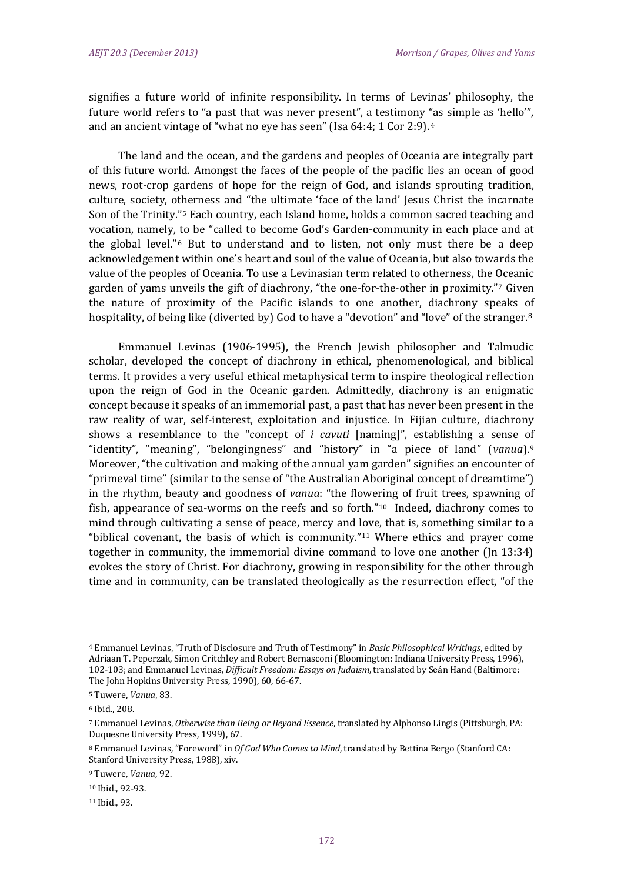signifies a future world of infinite responsibility. In terms of Levinas' philosophy, the future world refers to "a past that was never present", a testimony "as simple as 'hello'", and an ancient vintage of "what no eye has seen" (Isa 64:4; 1 Cor 2:9).[4]

The land and the ocean, and the gardens and peoples of Oceania are integrally part of this future world. Amongst the faces of the people of the pacific lies an ocean of good news, root-crop gardens of hope for the reign of God, and islands sprouting tradition, culture, society, otherness and "the ultimate 'face of the land' Jesus Christ the incarnate Son of the Trinity."[5] Each country, each Island home, holds a common sacred teaching and vocation, namely, to be "called to become God's Garden-community in each place and at the global level."[6] But to understand and to listen, not only must there be a deep acknowledgement within one's heart and soul of the value of Oceania, but also towards the value of the peoples of Oceania. To use a Levinasian term related to otherness, the Oceanic garden of yams unveils the gift of diachrony, "the one-for-the-other in proximity."[7] Given the nature of proximity of the Pacific islands to one another, diachrony speaks of hospitality, of being like (diverted by) God to have a "devotion" and "love" of the stranger.[8]

Emmanuel Levinas (1906-1995), the French Jewish philosopher and Talmudic scholar, developed the concept of diachrony in ethical, phenomenological, and biblical terms. It provides a very useful ethical metaphysical term to inspire theological reflection upon the reign of God in the Oceanic garden. Admittedly, diachrony is an enigmatic concept because it speaks of an immemorial past, a past that has never been present in the raw reality of war, self-interest, exploitation and injustice. In Fijian culture, diachrony shows a resemblance to the "concept of *i cavuti* [naming]", establishing a sense of "identity", "meaning", "belongingness" and "history" in "a piece of land" (*vanua*).[9] Moreover, "the cultivation and making of the annual yam garden" signifies an encounter of "primeval time" (similar to the sense of "the Australian Aboriginal concept of dreamtime") in the rhythm, beauty and goodness of *vanua*: "the flowering of fruit trees, spawning of fish, appearance of sea-worms on the reefs and so forth."[10] Indeed, diachrony comes to mind through cultivating a sense of peace, mercy and love, that is, something similar to a "biblical covenant, the basis of which is community."[11] Where ethics and prayer come together in community, the immemorial divine command to love one another (Jn 13:34) evokes the story of Christ. For diachrony, growing in responsibility for the other through time and in community, can be translated theologically as the resurrection effect, "of the

---

[4] Emmanuel Levinas, "Truth of Disclosure and Truth of Testimony" in *Basic Philosophical Writings*, edited by Adriaan T. Peperzak, Simon Critchley and Robert Bernasconi (Bloomington: Indiana University Press, 1996), 102-103; and Emmanuel Levinas, *Difficult Freedom: Essays on Judaism*, translated by Seán Hand (Baltimore: The John Hopkins University Press, 1990), 60, 66-67.

[5] Tuwere, *Vanua*, 83.

[6] Ibid., 208.

[7] Emmanuel Levinas, *Otherwise than Being or Beyond Essence*, translated by Alphonso Lingis (Pittsburgh, PA: Duquesne University Press, 1999), 67.

[8] Emmanuel Levinas, "Foreword" in *Of God Who Comes to Mind*, translated by Bettina Bergo (Stanford CA: Stanford University Press, 1988), xiv.

[9] Tuwere, *Vanua*, 92.

[10] Ibid., 92-93.

[11] Ibid., 93.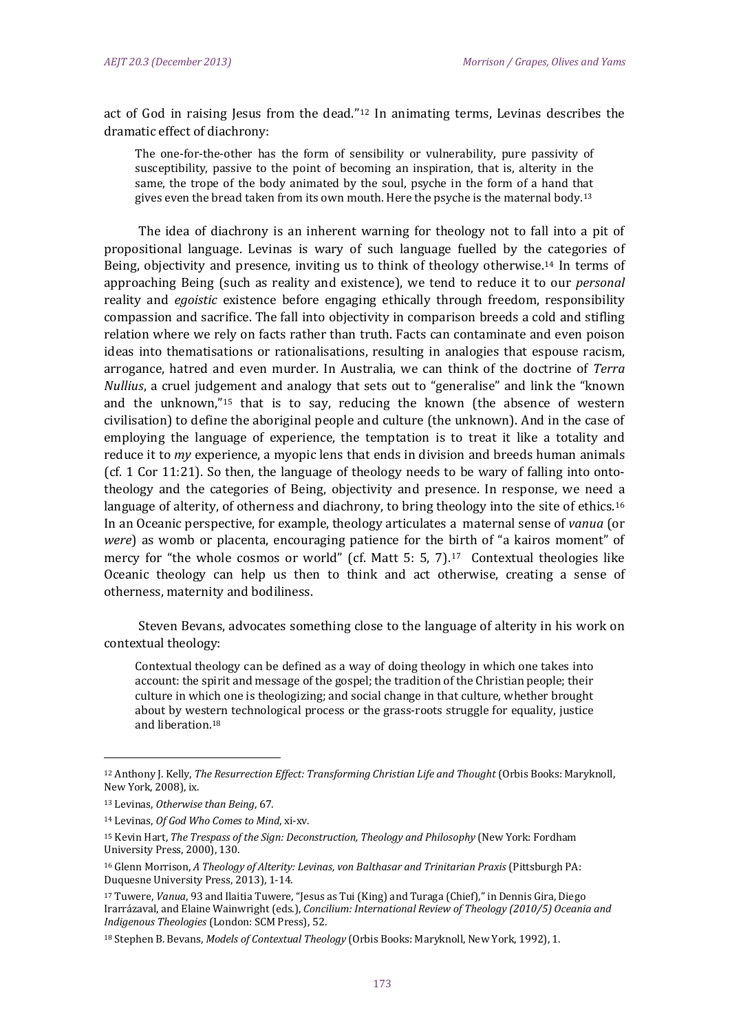act of God in raising Jesus from the dead."[12] In animating terms, Levinas describes the dramatic effect of diachrony:

> The one-for-the-other has the form of sensibility or vulnerability, pure passivity of susceptibility, passive to the point of becoming an inspiration, that is, alterity in the same, the trope of the body animated by the soul, psyche in the form of a hand that gives even the bread taken from its own mouth. Here the psyche is the maternal body.[13]

The idea of diachrony is an inherent warning for theology not to fall into a pit of propositional language. Levinas is wary of such language fuelled by the categories of Being, objectivity and presence, inviting us to think of theology otherwise.[14] In terms of approaching Being (such as reality and existence), we tend to reduce it to our *personal* reality and *egoistic* existence before engaging ethically through freedom, responsibility compassion and sacrifice. The fall into objectivity in comparison breeds a cold and stifling relation where we rely on facts rather than truth. Facts can contaminate and even poison ideas into thematisations or rationalisations, resulting in analogies that espouse racism, arrogance, hatred and even murder. In Australia, we can think of the doctrine of *Terra Nullius*, a cruel judgement and analogy that sets out to "generalise" and link the "known and the unknown,"[15] that is to say, reducing the known (the absence of western civilisation) to define the aboriginal people and culture (the unknown). And in the case of employing the language of experience, the temptation is to treat it like a totality and reduce it to *my* experience, a myopic lens that ends in division and breeds human animals (cf. 1 Cor 11:21). So then, the language of theology needs to be wary of falling into onto-theology and the categories of Being, objectivity and presence. In response, we need a language of alterity, of otherness and diachrony, to bring theology into the site of ethics.[16] In an Oceanic perspective, for example, theology articulates a maternal sense of *vanua* (or *were*) as womb or placenta, encouraging patience for the birth of "a kairos moment" of mercy for "the whole cosmos or world" (cf. Matt 5: 5, 7).[17] Contextual theologies like Oceanic theology can help us then to think and act otherwise, creating a sense of otherness, maternity and bodiliness.

Steven Bevans, advocates something close to the language of alterity in his work on contextual theology:

> Contextual theology can be defined as a way of doing theology in which one takes into account: the spirit and message of the gospel; the tradition of the Christian people; their culture in which one is theologizing; and social change in that culture, whether brought about by western technological process or the grass-roots struggle for equality, justice and liberation.[18]

---

[12] Anthony J. Kelly, *The Resurrection Effect: Transforming Christian Life and Thought* (Orbis Books: Maryknoll, New York, 2008), ix.

[13] Levinas, *Otherwise than Being*, 67.

[14] Levinas, *Of God Who Comes to Mind*, xi-xv.

[15] Kevin Hart, *The Trespass of the Sign: Deconstruction, Theology and Philosophy* (New York: Fordham University Press, 2000), 130.

[16] Glenn Morrison, *A Theology of Alterity: Levinas, von Balthasar and Trinitarian Praxis* (Pittsburgh PA: Duquesne University Press, 2013), 1-14.

[17] Tuwere, *Vanua*, 93 and Ilaitia Tuwere, "Jesus as Tui (King) and Turaga (Chief)," in Dennis Gira, Diego Irarrázaval, and Elaine Wainwright (eds.), *Concilium: International Review of Theology (2010/5) Oceania and Indigenous Theologies* (London: SCM Press), 52.

[18] Stephen B. Bevans, *Models of Contextual Theology* (Orbis Books: Maryknoll, New York, 1992), 1.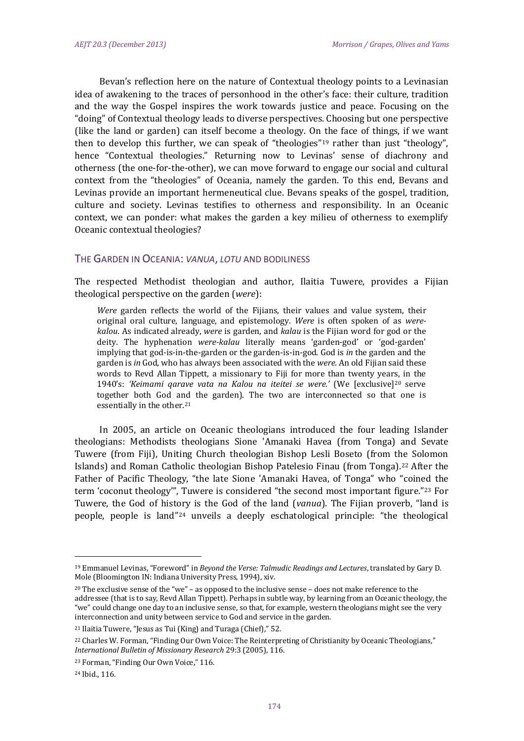Bevan's reflection here on the nature of Contextual theology points to a Levinasian idea of awakening to the traces of personhood in the other's face: their culture, tradition and the way the Gospel inspires the work towards justice and peace. Focusing on the "doing" of Contextual theology leads to diverse perspectives. Choosing but one perspective (like the land or garden) can itself become a theology. On the face of things, if we want then to develop this further, we can speak of "theologies"[19] rather than just "theology", hence "Contextual theologies." Returning now to Levinas' sense of diachrony and otherness (the one-for-the-other), we can move forward to engage our social and cultural context from the "theologies" of Oceania, namely the garden. To this end, Bevans and Levinas provide an important hermeneutical clue. Bevans speaks of the gospel, tradition, culture and society. Levinas testifies to otherness and responsibility. In an Oceanic context, we can ponder: what makes the garden a key milieu of otherness to exemplify Oceanic contextual theologies?

## THE GARDEN IN OCEANIA: *VANUA*, *LOTU* AND BODILINESS

The respected Methodist theologian and author, Ilaitia Tuwere, provides a Fijian theological perspective on the garden (*were*):

> *Were* garden reflects the world of the Fijians, their values and value system, their original oral culture, language, and epistemology. *Were* is often spoken of as *were-kalou*. As indicated already, *were* is garden, and *kalau* is the Fijian word for god or the deity. The hyphenation *were-kalau* literally means 'garden-god' or 'god-garden' implying that god-is-in-the-garden or the garden-is-in-god. God is *in* the garden and the garden is *in* God, who has always been associated with the *were*. An old Fijian said these words to Revd Allan Tippett, a missionary to Fiji for more than twenty years, in the 1940's: *'Keimami qarave vata na Kalou na iteitei se were.'* (We [exclusive][20] serve together both God and the garden). The two are interconnected so that one is essentially in the other.[21]

In 2005, an article on Oceanic theologians introduced the four leading Islander theologians: Methodists theologians Sione 'Amanaki Havea (from Tonga) and Sevate Tuwere (from Fiji), Uniting Church theologian Bishop Lesli Boseto (from the Solomon Islands) and Roman Catholic theologian Bishop Patelesio Finau (from Tonga).[22] After the Father of Pacific Theology, "the late Sione 'Amanaki Havea, of Tonga" who "coined the term 'coconut theology'", Tuwere is considered "the second most important figure."[23] For Tuwere, the God of history is the God of the land (*vanua*). The Fijian proverb, "land is people, people is land"[24] unveils a deeply eschatological principle: "the theological

---

[19] Emmanuel Levinas, "Foreword" in *Beyond the Verse: Talmudic Readings and Lectures*, translated by Gary D. Mole (Bloomington IN: Indiana University Press, 1994), xiv.

[20] The exclusive sense of the "we" – as opposed to the inclusive sense – does not make reference to the addressee (that is to say, Revd Allan Tippett). Perhaps in subtle way, by learning from an Oceanic theology, the "we" could change one day to an inclusive sense, so that, for example, western theologians might see the very interconnection and unity between service to God and service in the garden.

[21] Ilaitia Tuwere, "Jesus as Tui (King) and Turaga (Chief)," 52.

[22] Charles W. Forman, "Finding Our Own Voice: The Reinterpreting of Christianity by Oceanic Theologians," *International Bulletin of Missionary Research* 29:3 (2005), 116.

[23] Forman, "Finding Our Own Voice," 116.

[24] Ibid., 116.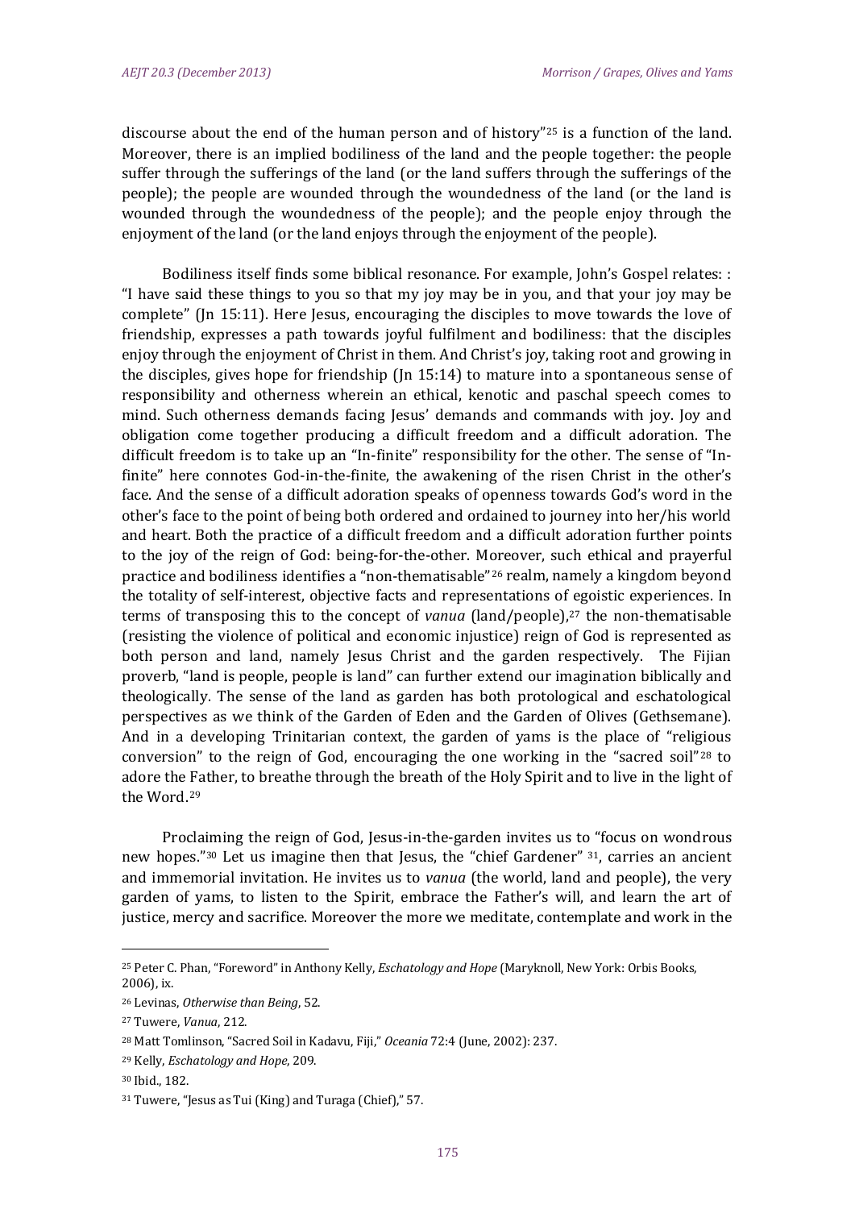discourse about the end of the human person and of history"[25] is a function of the land. Moreover, there is an implied bodiliness of the land and the people together: the people suffer through the sufferings of the land (or the land suffers through the sufferings of the people); the people are wounded through the woundedness of the land (or the land is wounded through the woundedness of the people); and the people enjoy through the enjoyment of the land (or the land enjoys through the enjoyment of the people).

Bodiliness itself finds some biblical resonance. For example, John's Gospel relates: : "I have said these things to you so that my joy may be in you, and that your joy may be complete" (Jn 15:11). Here Jesus, encouraging the disciples to move towards the love of friendship, expresses a path towards joyful fulfilment and bodiliness: that the disciples enjoy through the enjoyment of Christ in them. And Christ's joy, taking root and growing in the disciples, gives hope for friendship (Jn 15:14) to mature into a spontaneous sense of responsibility and otherness wherein an ethical, kenotic and paschal speech comes to mind. Such otherness demands facing Jesus' demands and commands with joy. Joy and obligation come together producing a difficult freedom and a difficult adoration. The difficult freedom is to take up an "In-finite" responsibility for the other. The sense of "In-finite" here connotes God-in-the-finite, the awakening of the risen Christ in the other's face. And the sense of a difficult adoration speaks of openness towards God's word in the other's face to the point of being both ordered and ordained to journey into her/his world and heart. Both the practice of a difficult freedom and a difficult adoration further points to the joy of the reign of God: being-for-the-other. Moreover, such ethical and prayerful practice and bodiliness identifies a "non-thematisable"[26] realm, namely a kingdom beyond the totality of self-interest, objective facts and representations of egoistic experiences. In terms of transposing this to the concept of *vanua* (land/people),[27] the non-thematisable (resisting the violence of political and economic injustice) reign of God is represented as both person and land, namely Jesus Christ and the garden respectively. The Fijian proverb, "land is people, people is land" can further extend our imagination biblically and theologically. The sense of the land as garden has both protological and eschatological perspectives as we think of the Garden of Eden and the Garden of Olives (Gethsemane). And in a developing Trinitarian context, the garden of yams is the place of "religious conversion" to the reign of God, encouraging the one working in the "sacred soil"[28] to adore the Father, to breathe through the breath of the Holy Spirit and to live in the light of the Word.[29]

Proclaiming the reign of God, Jesus-in-the-garden invites us to "focus on wondrous new hopes."[30] Let us imagine then that Jesus, the "chief Gardener" [31], carries an ancient and immemorial invitation. He invites us to *vanua* (the world, land and people), the very garden of yams, to listen to the Spirit, embrace the Father's will, and learn the art of justice, mercy and sacrifice. Moreover the more we meditate, contemplate and work in the

---

[25] Peter C. Phan, "Foreword" in Anthony Kelly, *Eschatology and Hope* (Maryknoll, New York: Orbis Books, 2006), ix.

[26] Levinas, *Otherwise than Being*, 52.

[27] Tuwere, *Vanua*, 212.

[28] Matt Tomlinson, "Sacred Soil in Kadavu, Fiji," *Oceania* 72:4 (June, 2002): 237.

[29] Kelly, *Eschatology and Hope*, 209.

[30] Ibid., 182.

[31] Tuwere, "Jesus as Tui (King) and Turaga (Chief)," 57.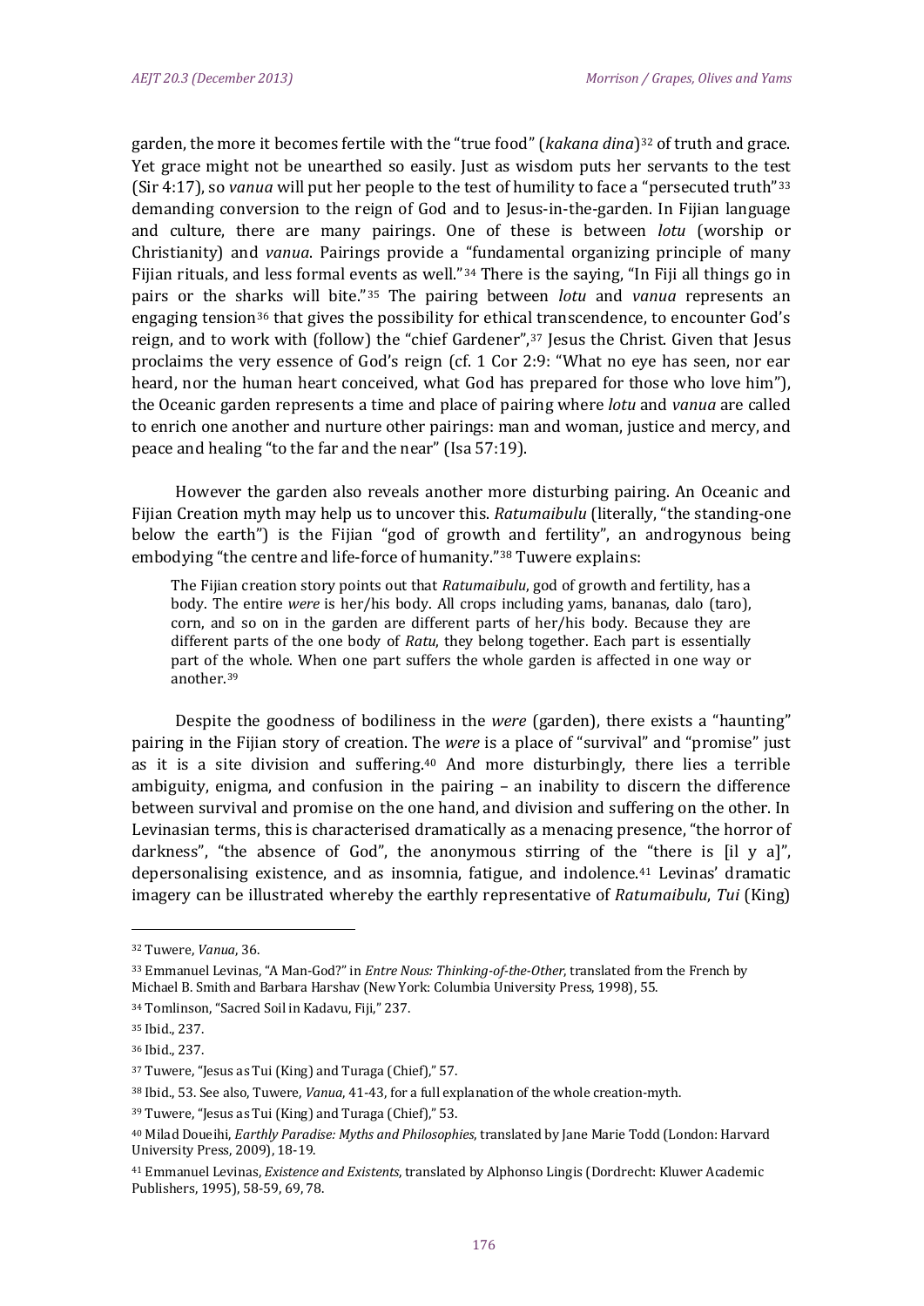garden, the more it becomes fertile with the "true food" (*kakana dina*)[32] of truth and grace. Yet grace might not be unearthed so easily. Just as wisdom puts her servants to the test (Sir 4:17), so *vanua* will put her people to the test of humility to face a "persecuted truth"[33] demanding conversion to the reign of God and to Jesus-in-the-garden. In Fijian language and culture, there are many pairings. One of these is between *lotu* (worship or Christianity) and *vanua*. Pairings provide a "fundamental organizing principle of many Fijian rituals, and less formal events as well."[34] There is the saying, "In Fiji all things go in pairs or the sharks will bite."[35] The pairing between *lotu* and *vanua* represents an engaging tension[36] that gives the possibility for ethical transcendence, to encounter God's reign, and to work with (follow) the "chief Gardener",[37] Jesus the Christ. Given that Jesus proclaims the very essence of God's reign (cf. 1 Cor 2:9: "What no eye has seen, nor ear heard, nor the human heart conceived, what God has prepared for those who love him"), the Oceanic garden represents a time and place of pairing where *lotu* and *vanua* are called to enrich one another and nurture other pairings: man and woman, justice and mercy, and peace and healing "to the far and the near" (Isa 57:19).

However the garden also reveals another more disturbing pairing. An Oceanic and Fijian Creation myth may help us to uncover this. *Ratumaibulu* (literally, "the standing-one below the earth") is the Fijian "god of growth and fertility", an androgynous being embodying "the centre and life-force of humanity."[38] Tuwere explains:

> The Fijian creation story points out that *Ratumaibulu*, god of growth and fertility, has a body. The entire *were* is her/his body. All crops including yams, bananas, dalo (taro), corn, and so on in the garden are different parts of her/his body. Because they are different parts of the one body of *Ratu*, they belong together. Each part is essentially part of the whole. When one part suffers the whole garden is affected in one way or another.[39]

Despite the goodness of bodiliness in the *were* (garden), there exists a "haunting" pairing in the Fijian story of creation. The *were* is a place of "survival" and "promise" just as it is a site division and suffering.[40] And more disturbingly, there lies a terrible ambiguity, enigma, and confusion in the pairing – an inability to discern the difference between survival and promise on the one hand, and division and suffering on the other. In Levinasian terms, this is characterised dramatically as a menacing presence, "the horror of darkness", "the absence of God", the anonymous stirring of the "there is [il y a]", depersonalising existence, and as insomnia, fatigue, and indolence.[41] Levinas' dramatic imagery can be illustrated whereby the earthly representative of *Ratumaibulu*, *Tui* (King)

---

[32] Tuwere, *Vanua*, 36.

[33] Emmanuel Levinas, "A Man-God?" in *Entre Nous: Thinking-of-the-Other*, translated from the French by Michael B. Smith and Barbara Harshav (New York: Columbia University Press, 1998), 55.

[34] Tomlinson, "Sacred Soil in Kadavu, Fiji," 237.

[35] Ibid., 237.

[36] Ibid., 237.

[37] Tuwere, "Jesus as Tui (King) and Turaga (Chief)," 57.

[38] Ibid., 53. See also, Tuwere, *Vanua*, 41-43, for a full explanation of the whole creation-myth.

[39] Tuwere, "Jesus as Tui (King) and Turaga (Chief)," 53.

[40] Milad Doueihi, *Earthly Paradise: Myths and Philosophies*, translated by Jane Marie Todd (London: Harvard University Press, 2009), 18-19.

[41] Emmanuel Levinas, *Existence and Existents*, translated by Alphonso Lingis (Dordrecht: Kluwer Academic Publishers, 1995), 58-59, 69, 78.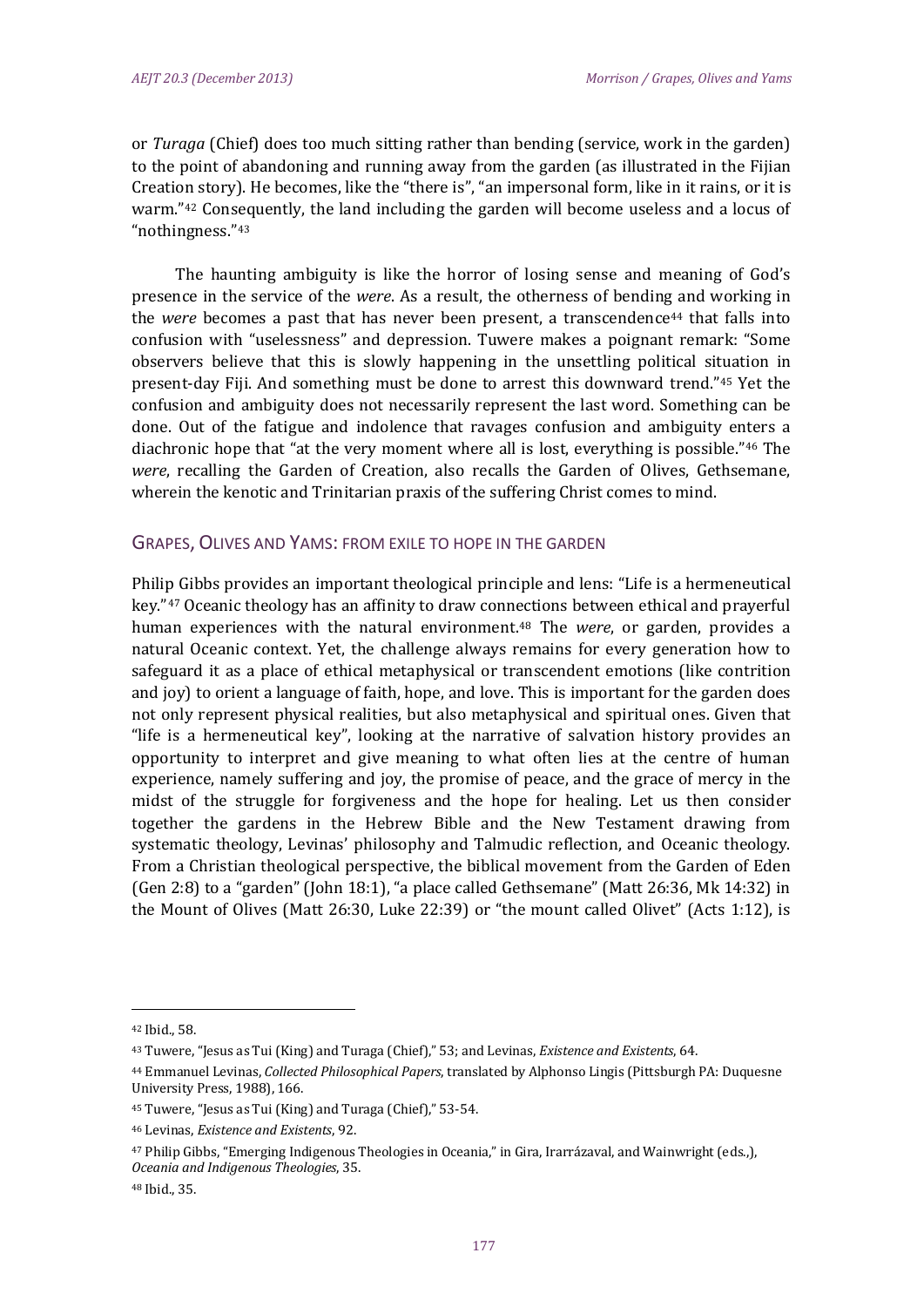or *Turaga* (Chief) does too much sitting rather than bending (service, work in the garden) to the point of abandoning and running away from the garden (as illustrated in the Fijian Creation story). He becomes, like the "there is", "an impersonal form, like in it rains, or it is warm."[42] Consequently, the land including the garden will become useless and a locus of "nothingness."[43]

The haunting ambiguity is like the horror of losing sense and meaning of God's presence in the service of the *were*. As a result, the otherness of bending and working in the *were* becomes a past that has never been present, a transcendence[44] that falls into confusion with "uselessness" and depression. Tuwere makes a poignant remark: "Some observers believe that this is slowly happening in the unsettling political situation in present-day Fiji. And something must be done to arrest this downward trend."[45] Yet the confusion and ambiguity does not necessarily represent the last word. Something can be done. Out of the fatigue and indolence that ravages confusion and ambiguity enters a diachronic hope that "at the very moment where all is lost, everything is possible."[46] The *were*, recalling the Garden of Creation, also recalls the Garden of Olives, Gethsemane, wherein the kenotic and Trinitarian praxis of the suffering Christ comes to mind.

## Grapes, Olives and Yams: from exile to hope in the garden

Philip Gibbs provides an important theological principle and lens: "Life is a hermeneutical key."[47] Oceanic theology has an affinity to draw connections between ethical and prayerful human experiences with the natural environment.[48] The *were*, or garden, provides a natural Oceanic context. Yet, the challenge always remains for every generation how to safeguard it as a place of ethical metaphysical or transcendent emotions (like contrition and joy) to orient a language of faith, hope, and love. This is important for the garden does not only represent physical realities, but also metaphysical and spiritual ones. Given that "life is a hermeneutical key", looking at the narrative of salvation history provides an opportunity to interpret and give meaning to what often lies at the centre of human experience, namely suffering and joy, the promise of peace, and the grace of mercy in the midst of the struggle for forgiveness and the hope for healing. Let us then consider together the gardens in the Hebrew Bible and the New Testament drawing from systematic theology, Levinas' philosophy and Talmudic reflection, and Oceanic theology. From a Christian theological perspective, the biblical movement from the Garden of Eden (Gen 2:8) to a "garden" (John 18:1), "a place called Gethsemane" (Matt 26:36, Mk 14:32) in the Mount of Olives (Matt 26:30, Luke 22:39) or "the mount called Olivet" (Acts 1:12), is

---

[42] Ibid., 58.

[43] Tuwere, "Jesus as Tui (King) and Turaga (Chief)," 53; and Levinas, *Existence and Existents*, 64.

[44] Emmanuel Levinas, *Collected Philosophical Papers*, translated by Alphonso Lingis (Pittsburgh PA: Duquesne University Press, 1988), 166.

[45] Tuwere, "Jesus as Tui (King) and Turaga (Chief)," 53-54.

[46] Levinas, *Existence and Existents*, 92.

[47] Philip Gibbs, "Emerging Indigenous Theologies in Oceania," in Gira, Irarrázaval, and Wainwright (eds.,), *Oceania and Indigenous Theologies*, 35.

[48] Ibid., 35.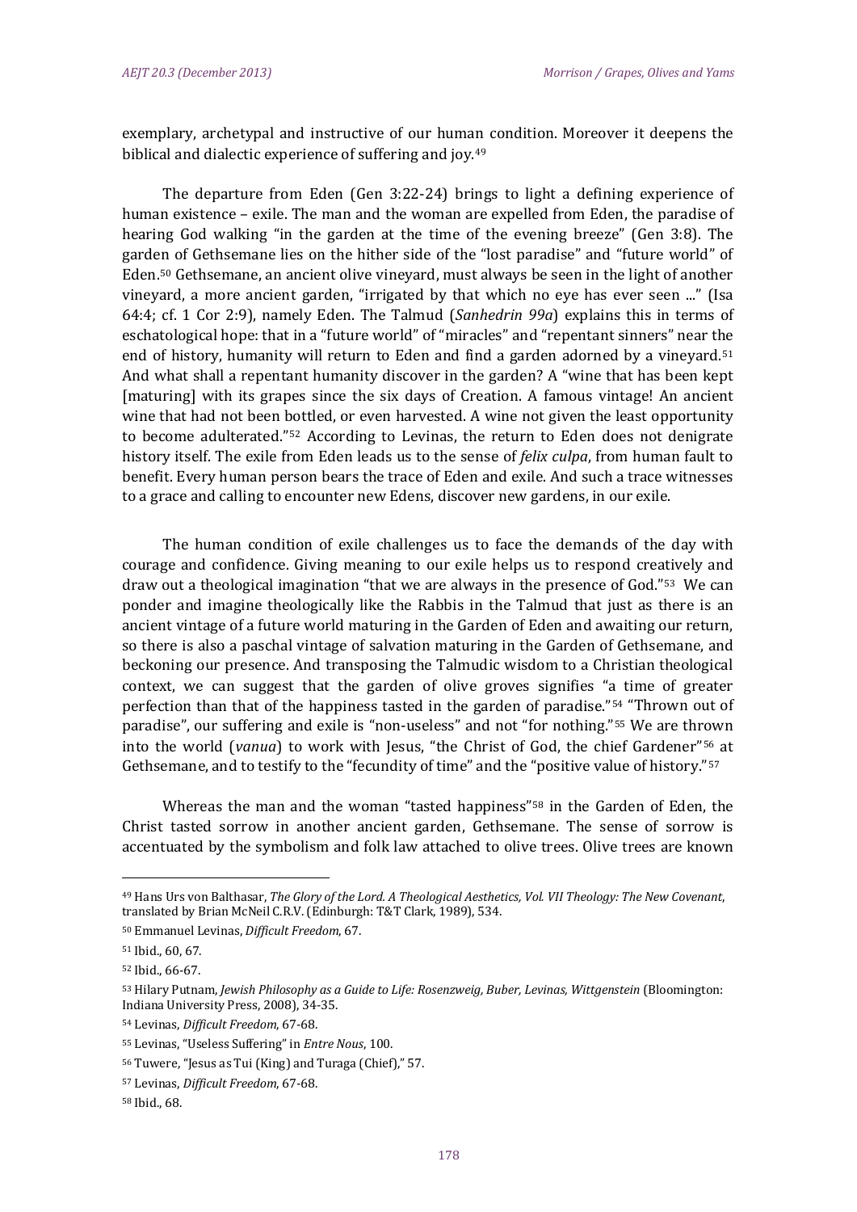exemplary, archetypal and instructive of our human condition. Moreover it deepens the biblical and dialectic experience of suffering and joy.[49]

The departure from Eden (Gen 3:22-24) brings to light a defining experience of human existence – exile. The man and the woman are expelled from Eden, the paradise of hearing God walking "in the garden at the time of the evening breeze" (Gen 3:8). The garden of Gethsemane lies on the hither side of the "lost paradise" and "future world" of Eden.[50] Gethsemane, an ancient olive vineyard, must always be seen in the light of another vineyard, a more ancient garden, "irrigated by that which no eye has ever seen ..." (Isa 64:4; cf. 1 Cor 2:9), namely Eden. The Talmud (*Sanhedrin 99a*) explains this in terms of eschatological hope: that in a "future world" of "miracles" and "repentant sinners" near the end of history, humanity will return to Eden and find a garden adorned by a vineyard.[51] And what shall a repentant humanity discover in the garden? A "wine that has been kept [maturing] with its grapes since the six days of Creation. A famous vintage! An ancient wine that had not been bottled, or even harvested. A wine not given the least opportunity to become adulterated."[52] According to Levinas, the return to Eden does not denigrate history itself. The exile from Eden leads us to the sense of *felix culpa*, from human fault to benefit. Every human person bears the trace of Eden and exile. And such a trace witnesses to a grace and calling to encounter new Edens, discover new gardens, in our exile.

The human condition of exile challenges us to face the demands of the day with courage and confidence. Giving meaning to our exile helps us to respond creatively and draw out a theological imagination "that we are always in the presence of God."[53] We can ponder and imagine theologically like the Rabbis in the Talmud that just as there is an ancient vintage of a future world maturing in the Garden of Eden and awaiting our return, so there is also a paschal vintage of salvation maturing in the Garden of Gethsemane, and beckoning our presence. And transposing the Talmudic wisdom to a Christian theological context, we can suggest that the garden of olive groves signifies "a time of greater perfection than that of the happiness tasted in the garden of paradise."[54] "Thrown out of paradise", our suffering and exile is "non-useless" and not "for nothing."[55] We are thrown into the world (*vanua*) to work with Jesus, "the Christ of God, the chief Gardener"[56] at Gethsemane, and to testify to the "fecundity of time" and the "positive value of history."[57]

Whereas the man and the woman "tasted happiness"[58] in the Garden of Eden, the Christ tasted sorrow in another ancient garden, Gethsemane. The sense of sorrow is accentuated by the symbolism and folk law attached to olive trees. Olive trees are known

---

[49] Hans Urs von Balthasar, *The Glory of the Lord. A Theological Aesthetics, Vol. VII Theology: The New Covenant*, translated by Brian McNeil C.R.V. (Edinburgh: T&T Clark, 1989), 534.

[50] Emmanuel Levinas, *Difficult Freedom*, 67.

[51] Ibid., 60, 67.

[52] Ibid., 66-67.

[53] Hilary Putnam, *Jewish Philosophy as a Guide to Life: Rosenzweig, Buber, Levinas, Wittgenstein* (Bloomington: Indiana University Press, 2008), 34-35.

[54] Levinas, *Difficult Freedom*, 67-68.

[55] Levinas, "Useless Suffering" in *Entre Nous*, 100.

[56] Tuwere, "Jesus as Tui (King) and Turaga (Chief)," 57.

[57] Levinas, *Difficult Freedom*, 67-68.

[58] Ibid., 68.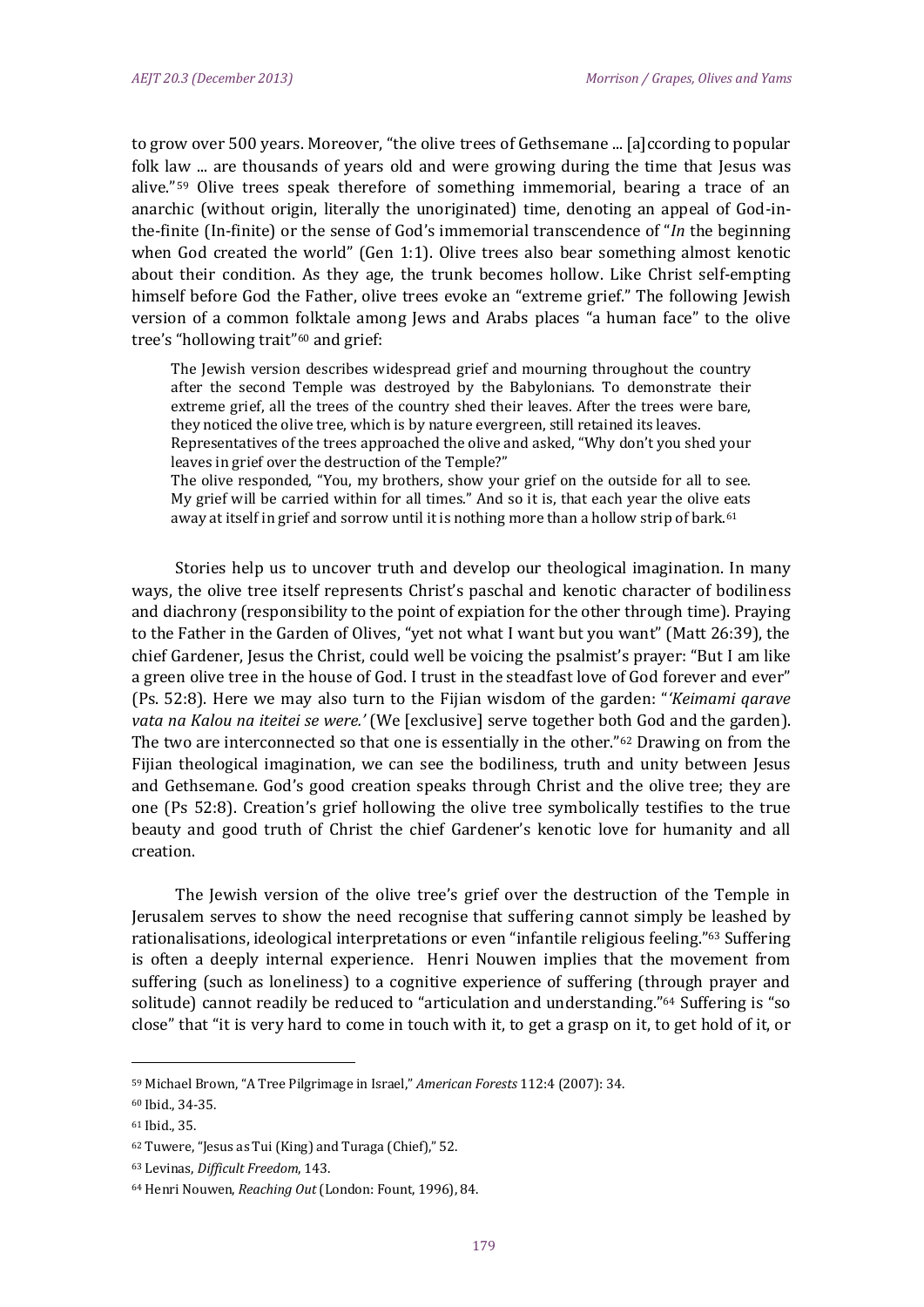to grow over 500 years. Moreover, "the olive trees of Gethsemane ... [a]ccording to popular folk law ... are thousands of years old and were growing during the time that Jesus was alive."[59] Olive trees speak therefore of something immemorial, bearing a trace of an anarchic (without origin, literally the unoriginated) time, denoting an appeal of God-in-the-finite (In-finite) or the sense of God's immemorial transcendence of "*In* the beginning when God created the world" (Gen 1:1). Olive trees also bear something almost kenotic about their condition. As they age, the trunk becomes hollow. Like Christ self-empting himself before God the Father, olive trees evoke an "extreme grief." The following Jewish version of a common folktale among Jews and Arabs places "a human face" to the olive tree's "hollowing trait"[60] and grief:

> The Jewish version describes widespread grief and mourning throughout the country after the second Temple was destroyed by the Babylonians. To demonstrate their extreme grief, all the trees of the country shed their leaves. After the trees were bare, they noticed the olive tree, which is by nature evergreen, still retained its leaves.
> Representatives of the trees approached the olive and asked, "Why don't you shed your leaves in grief over the destruction of the Temple?"
> The olive responded, "You, my brothers, show your grief on the outside for all to see. My grief will be carried within for all times." And so it is, that each year the olive eats away at itself in grief and sorrow until it is nothing more than a hollow strip of bark.[61]

Stories help us to uncover truth and develop our theological imagination. In many ways, the olive tree itself represents Christ's paschal and kenotic character of bodiliness and diachrony (responsibility to the point of expiation for the other through time). Praying to the Father in the Garden of Olives, "yet not what I want but you want" (Matt 26:39), the chief Gardener, Jesus the Christ, could well be voicing the psalmist's prayer: "But I am like a green olive tree in the house of God. I trust in the steadfast love of God forever and ever" (Ps. 52:8). Here we may also turn to the Fijian wisdom of the garden: "*'Keimami qarave vata na Kalou na iteitei se were.'* (We [exclusive] serve together both God and the garden). The two are interconnected so that one is essentially in the other."[62] Drawing on from the Fijian theological imagination, we can see the bodiliness, truth and unity between Jesus and Gethsemane. God's good creation speaks through Christ and the olive tree; they are one (Ps 52:8). Creation's grief hollowing the olive tree symbolically testifies to the true beauty and good truth of Christ the chief Gardener's kenotic love for humanity and all creation.

The Jewish version of the olive tree's grief over the destruction of the Temple in Jerusalem serves to show the need recognise that suffering cannot simply be leashed by rationalisations, ideological interpretations or even "infantile religious feeling."[63] Suffering is often a deeply internal experience. Henri Nouwen implies that the movement from suffering (such as loneliness) to a cognitive experience of suffering (through prayer and solitude) cannot readily be reduced to "articulation and understanding."[64] Suffering is "so close" that "it is very hard to come in touch with it, to get a grasp on it, to get hold of it, or

---

[59] Michael Brown, "A Tree Pilgrimage in Israel," *American Forests* 112:4 (2007): 34.

[60] Ibid., 34-35.

[61] Ibid., 35.

[62] Tuwere, "Jesus as Tui (King) and Turaga (Chief)," 52.

[63] Levinas, *Difficult Freedom*, 143.

[64] Henri Nouwen, *Reaching Out* (London: Fount, 1996), 84.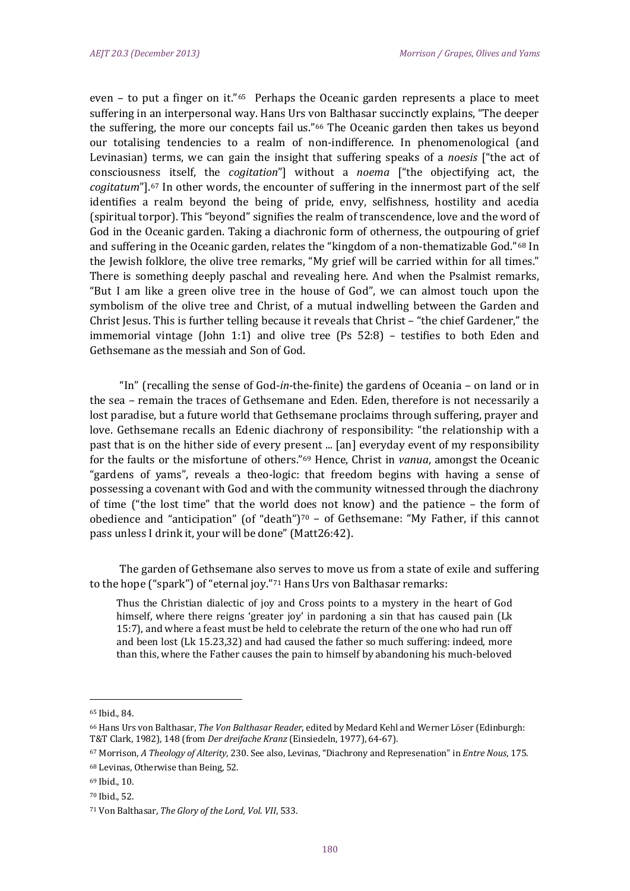even – to put a finger on it."[65] Perhaps the Oceanic garden represents a place to meet suffering in an interpersonal way. Hans Urs von Balthasar succinctly explains, "The deeper the suffering, the more our concepts fail us."[66] The Oceanic garden then takes us beyond our totalising tendencies to a realm of non-indifference. In phenomenological (and Levinasian) terms, we can gain the insight that suffering speaks of a *noesis* ["the act of consciousness itself, the *cogitation*"] without a *noema* ["the objectifying act, the *cogitatum*"].[67] In other words, the encounter of suffering in the innermost part of the self identifies a realm beyond the being of pride, envy, selfishness, hostility and acedia (spiritual torpor). This "beyond" signifies the realm of transcendence, love and the word of God in the Oceanic garden. Taking a diachronic form of otherness, the outpouring of grief and suffering in the Oceanic garden, relates the "kingdom of a non-thematizable God."[68] In the Jewish folklore, the olive tree remarks, "My grief will be carried within for all times." There is something deeply paschal and revealing here. And when the Psalmist remarks, "But I am like a green olive tree in the house of God", we can almost touch upon the symbolism of the olive tree and Christ, of a mutual indwelling between the Garden and Christ Jesus. This is further telling because it reveals that Christ – "the chief Gardener," the immemorial vintage (John 1:1) and olive tree (Ps 52:8) – testifies to both Eden and Gethsemane as the messiah and Son of God.

"In" (recalling the sense of God-*in*-the-finite) the gardens of Oceania – on land or in the sea – remain the traces of Gethsemane and Eden. Eden, therefore is not necessarily a lost paradise, but a future world that Gethsemane proclaims through suffering, prayer and love. Gethsemane recalls an Edenic diachrony of responsibility: "the relationship with a past that is on the hither side of every present ... [an] everyday event of my responsibility for the faults or the misfortune of others."[69] Hence, Christ in *vanua*, amongst the Oceanic "gardens of yams", reveals a theo-logic: that freedom begins with having a sense of possessing a covenant with God and with the community witnessed through the diachrony of time ("the lost time" that the world does not know) and the patience – the form of obedience and "anticipation" (of "death")[70] – of Gethsemane: "My Father, if this cannot pass unless I drink it, your will be done" (Matt26:42).

The garden of Gethsemane also serves to move us from a state of exile and suffering to the hope ("spark") of "eternal joy."[71] Hans Urs von Balthasar remarks:

> Thus the Christian dialectic of joy and Cross points to a mystery in the heart of God himself, where there reigns 'greater joy' in pardoning a sin that has caused pain (Lk 15:7), and where a feast must be held to celebrate the return of the one who had run off and been lost (Lk 15.23,32) and had caused the father so much suffering: indeed, more than this, where the Father causes the pain to himself by abandoning his much-beloved

---

[65] Ibid., 84.

[66] Hans Urs von Balthasar, *The Von Balthasar Reader*, edited by Medard Kehl and Werner Löser (Edinburgh: T&T Clark, 1982), 148 (from *Der dreifache Kranz* (Einsiedeln, 1977), 64-67).

[67] Morrison, *A Theology of Alterity*, 230. See also, Levinas, "Diachrony and Represenation" in *Entre Nous*, 175.

[68] Levinas, Otherwise than Being, 52.

[69] Ibid., 10.

[70] Ibid., 52.

[71] Von Balthasar, *The Glory of the Lord, Vol. VII*, 533.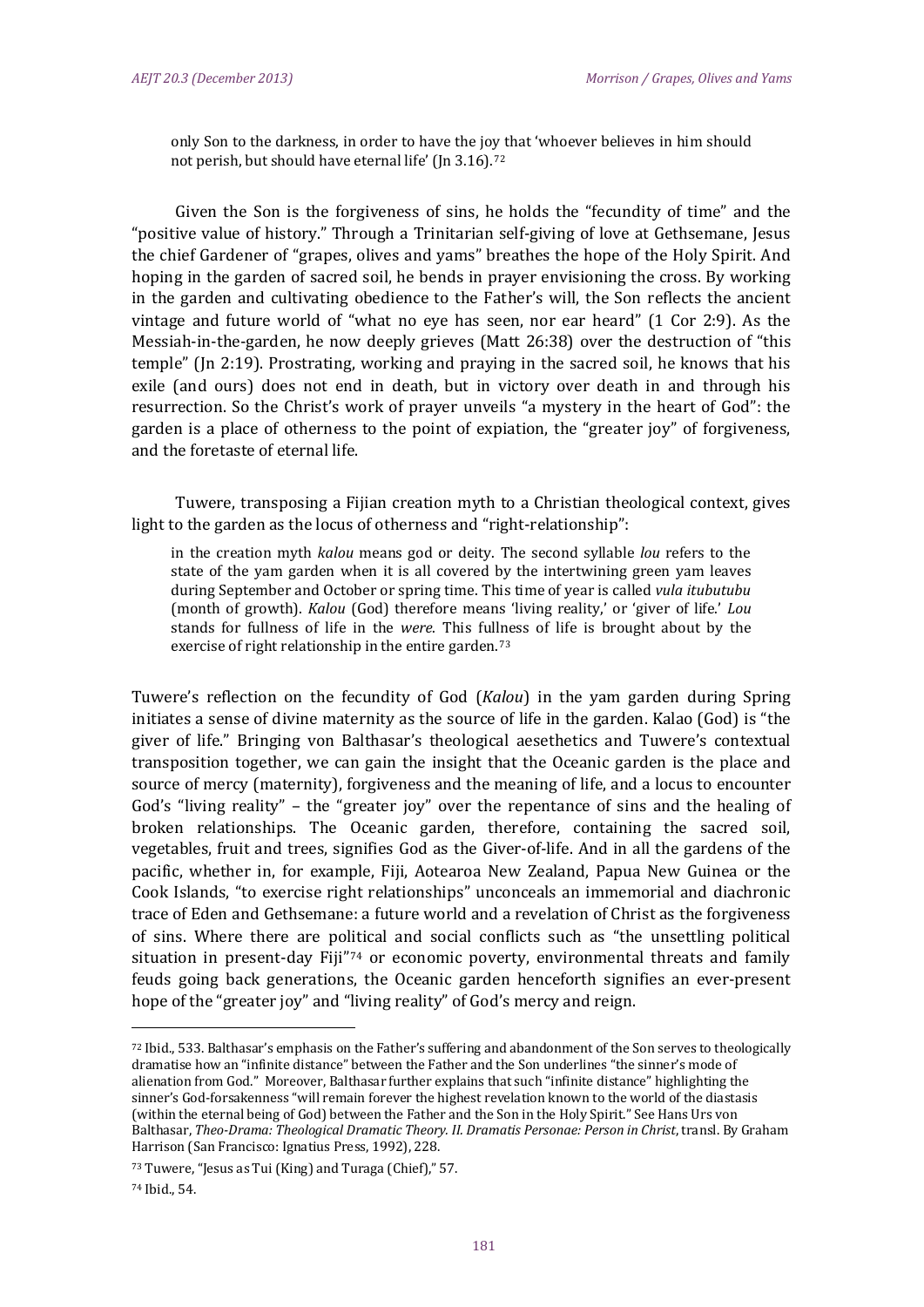> only Son to the darkness, in order to have the joy that 'whoever believes in him should not perish, but should have eternal life' (Jn 3.16).[72]

Given the Son is the forgiveness of sins, he holds the "fecundity of time" and the "positive value of history." Through a Trinitarian self-giving of love at Gethsemane, Jesus the chief Gardener of "grapes, olives and yams" breathes the hope of the Holy Spirit. And hoping in the garden of sacred soil, he bends in prayer envisioning the cross. By working in the garden and cultivating obedience to the Father's will, the Son reflects the ancient vintage and future world of "what no eye has seen, nor ear heard" (1 Cor 2:9). As the Messiah-in-the-garden, he now deeply grieves (Matt 26:38) over the destruction of "this temple" (Jn 2:19). Prostrating, working and praying in the sacred soil, he knows that his exile (and ours) does not end in death, but in victory over death in and through his resurrection. So the Christ's work of prayer unveils "a mystery in the heart of God": the garden is a place of otherness to the point of expiation, the "greater joy" of forgiveness, and the foretaste of eternal life.

Tuwere, transposing a Fijian creation myth to a Christian theological context, gives light to the garden as the locus of otherness and "right-relationship":

> in the creation myth *kalou* means god or deity. The second syllable *lou* refers to the state of the yam garden when it is all covered by the intertwining green yam leaves during September and October or spring time. This time of year is called *vula itubutubu* (month of growth). *Kalou* (God) therefore means 'living reality,' or 'giver of life.' *Lou* stands for fullness of life in the *were*. This fullness of life is brought about by the exercise of right relationship in the entire garden.[73]

Tuwere's reflection on the fecundity of God (*Kalou*) in the yam garden during Spring initiates a sense of divine maternity as the source of life in the garden. Kalao (God) is "the giver of life." Bringing von Balthasar's theological aesethetics and Tuwere's contextual transposition together, we can gain the insight that the Oceanic garden is the place and source of mercy (maternity), forgiveness and the meaning of life, and a locus to encounter God's "living reality" – the "greater joy" over the repentance of sins and the healing of broken relationships. The Oceanic garden, therefore, containing the sacred soil, vegetables, fruit and trees, signifies God as the Giver-of-life. And in all the gardens of the pacific, whether in, for example, Fiji, Aotearoa New Zealand, Papua New Guinea or the Cook Islands, "to exercise right relationships" unconceals an immemorial and diachronic trace of Eden and Gethsemane: a future world and a revelation of Christ as the forgiveness of sins. Where there are political and social conflicts such as "the unsettling political situation in present-day Fiji"[74] or economic poverty, environmental threats and family feuds going back generations, the Oceanic garden henceforth signifies an ever-present hope of the "greater joy" and "living reality" of God's mercy and reign.

---

[72] Ibid., 533. Balthasar's emphasis on the Father's suffering and abandonment of the Son serves to theologically dramatise how an "infinite distance" between the Father and the Son underlines "the sinner's mode of alienation from God." Moreover, Balthasar further explains that such "infinite distance" highlighting the sinner's God-forsakenness "will remain forever the highest revelation known to the world of the diastasis (within the eternal being of God) between the Father and the Son in the Holy Spirit." See Hans Urs von Balthasar, *Theo-Drama: Theological Dramatic Theory. II. Dramatis Personae: Person in Christ*, transl. By Graham Harrison (San Francisco: Ignatius Press, 1992), 228.

[73] Tuwere, "Jesus as Tui (King) and Turaga (Chief)," 57.

[74] Ibid., 54.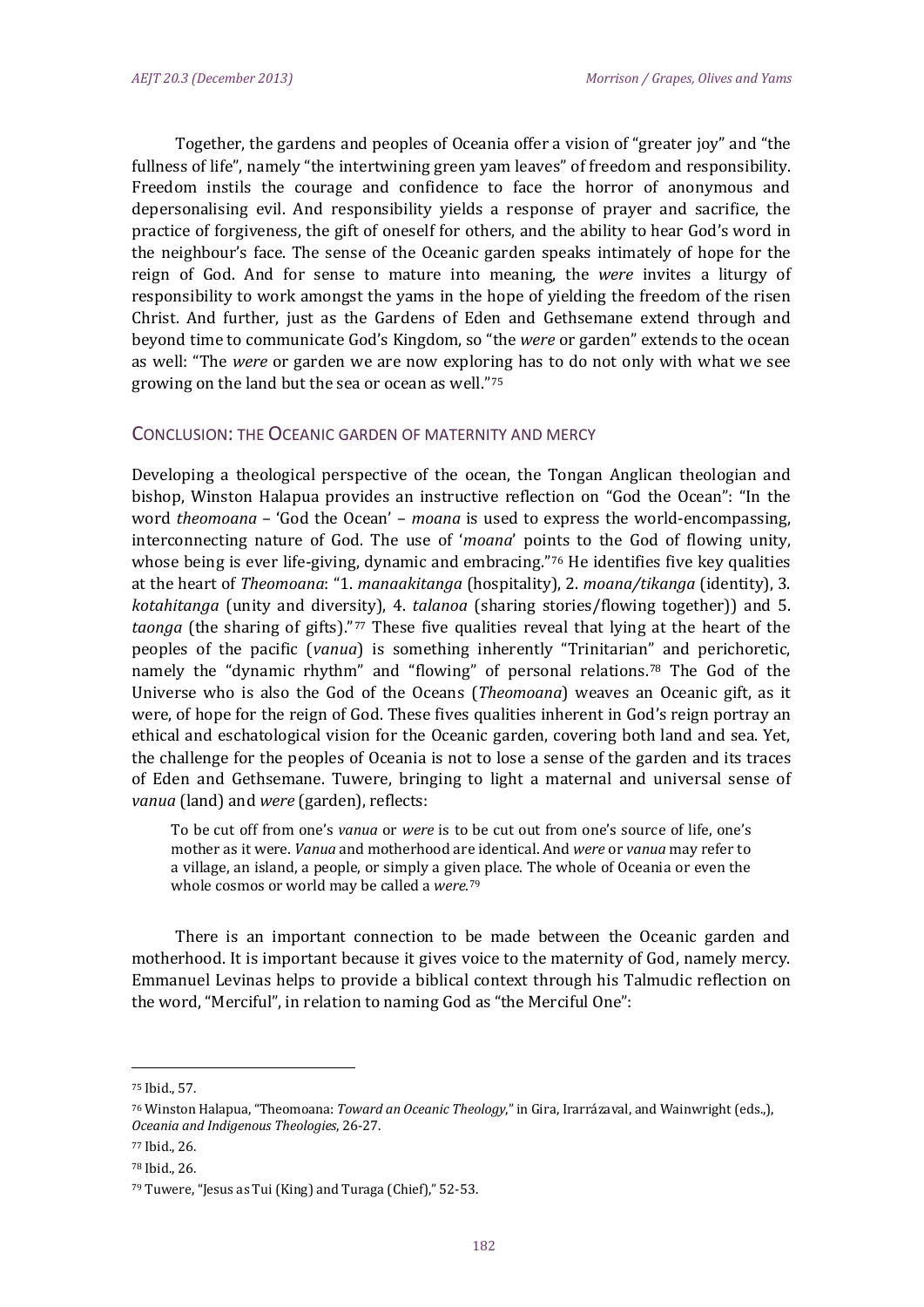Together, the gardens and peoples of Oceania offer a vision of "greater joy" and "the fullness of life", namely "the intertwining green yam leaves" of freedom and responsibility. Freedom instils the courage and confidence to face the horror of anonymous and depersonalising evil. And responsibility yields a response of prayer and sacrifice, the practice of forgiveness, the gift of oneself for others, and the ability to hear God's word in the neighbour's face. The sense of the Oceanic garden speaks intimately of hope for the reign of God. And for sense to mature into meaning, the *were* invites a liturgy of responsibility to work amongst the yams in the hope of yielding the freedom of the risen Christ. And further, just as the Gardens of Eden and Gethsemane extend through and beyond time to communicate God's Kingdom, so "the *were* or garden" extends to the ocean as well: "The *were* or garden we are now exploring has to do not only with what we see growing on the land but the sea or ocean as well."[75]

## CONCLUSION: THE OCEANIC GARDEN OF MATERNITY AND MERCY

Developing a theological perspective of the ocean, the Tongan Anglican theologian and bishop, Winston Halapua provides an instructive reflection on "God the Ocean": "In the word *theomoana* – 'God the Ocean' – *moana* is used to express the world-encompassing, interconnecting nature of God. The use of '*moana*' points to the God of flowing unity, whose being is ever life-giving, dynamic and embracing."[76] He identifies five key qualities at the heart of *Theomoana*: "1. *manaakitanga* (hospitality), 2. *moana/tikanga* (identity), 3. *kotahitanga* (unity and diversity), 4. *talanoa* (sharing stories/flowing together)) and 5. *taonga* (the sharing of gifts)."[77] These five qualities reveal that lying at the heart of the peoples of the pacific (*vanua*) is something inherently "Trinitarian" and perichoretic, namely the "dynamic rhythm" and "flowing" of personal relations.[78] The God of the Universe who is also the God of the Oceans (*Theomoana*) weaves an Oceanic gift, as it were, of hope for the reign of God. These fives qualities inherent in God's reign portray an ethical and eschatological vision for the Oceanic garden, covering both land and sea. Yet, the challenge for the peoples of Oceania is not to lose a sense of the garden and its traces of Eden and Gethsemane. Tuwere, bringing to light a maternal and universal sense of *vanua* (land) and *were* (garden), reflects:

> To be cut off from one's *vanua* or *were* is to be cut out from one's source of life, one's mother as it were. *Vanua* and motherhood are identical. And *were* or *vanua* may refer to a village, an island, a people, or simply a given place. The whole of Oceania or even the whole cosmos or world may be called a *were*.[79]

There is an important connection to be made between the Oceanic garden and motherhood. It is important because it gives voice to the maternity of God, namely mercy. Emmanuel Levinas helps to provide a biblical context through his Talmudic reflection on the word, "Merciful", in relation to naming God as "the Merciful One":

---

[75] Ibid., 57.

[76] Winston Halapua, "Theomoana: *Toward an Oceanic Theology*," in Gira, Irarrázaval, and Wainwright (eds.,), *Oceania and Indigenous Theologies*, 26-27.

[77] Ibid., 26.

[78] Ibid., 26.

[79] Tuwere, "Jesus as Tui (King) and Turaga (Chief)," 52-53.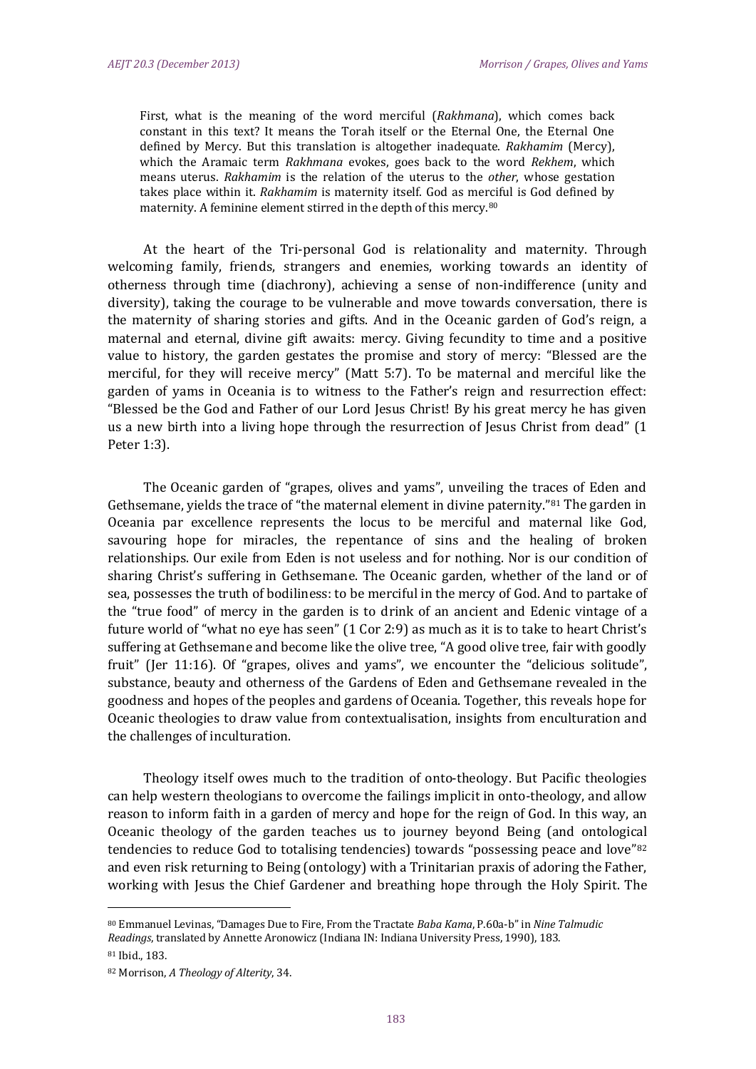> First, what is the meaning of the word merciful (*Rakhmana*), which comes back constant in this text? It means the Torah itself or the Eternal One, the Eternal One defined by Mercy. But this translation is altogether inadequate. *Rakhamim* (Mercy), which the Aramaic term *Rakhmana* evokes, goes back to the word *Rekhem*, which means uterus. *Rakhamim* is the relation of the uterus to the *other*, whose gestation takes place within it. *Rakhamim* is maternity itself. God as merciful is God defined by maternity. A feminine element stirred in the depth of this mercy.[80]

At the heart of the Tri-personal God is relationality and maternity. Through welcoming family, friends, strangers and enemies, working towards an identity of otherness through time (diachrony), achieving a sense of non-indifference (unity and diversity), taking the courage to be vulnerable and move towards conversation, there is the maternity of sharing stories and gifts. And in the Oceanic garden of God's reign, a maternal and eternal, divine gift awaits: mercy. Giving fecundity to time and a positive value to history, the garden gestates the promise and story of mercy: "Blessed are the merciful, for they will receive mercy" (Matt 5:7). To be maternal and merciful like the garden of yams in Oceania is to witness to the Father's reign and resurrection effect: "Blessed be the God and Father of our Lord Jesus Christ! By his great mercy he has given us a new birth into a living hope through the resurrection of Jesus Christ from dead" (1 Peter 1:3).

The Oceanic garden of "grapes, olives and yams", unveiling the traces of Eden and Gethsemane, yields the trace of "the maternal element in divine paternity."[81] The garden in Oceania par excellence represents the locus to be merciful and maternal like God, savouring hope for miracles, the repentance of sins and the healing of broken relationships. Our exile from Eden is not useless and for nothing. Nor is our condition of sharing Christ's suffering in Gethsemane. The Oceanic garden, whether of the land or of sea, possesses the truth of bodiliness: to be merciful in the mercy of God. And to partake of the "true food" of mercy in the garden is to drink of an ancient and Edenic vintage of a future world of "what no eye has seen" (1 Cor 2:9) as much as it is to take to heart Christ's suffering at Gethsemane and become like the olive tree, "A good olive tree, fair with goodly fruit" (Jer 11:16). Of "grapes, olives and yams", we encounter the "delicious solitude", substance, beauty and otherness of the Gardens of Eden and Gethsemane revealed in the goodness and hopes of the peoples and gardens of Oceania. Together, this reveals hope for Oceanic theologies to draw value from contextualisation, insights from enculturation and the challenges of inculturation.

Theology itself owes much to the tradition of onto-theology. But Pacific theologies can help western theologians to overcome the failings implicit in onto-theology, and allow reason to inform faith in a garden of mercy and hope for the reign of God. In this way, an Oceanic theology of the garden teaches us to journey beyond Being (and ontological tendencies to reduce God to totalising tendencies) towards "possessing peace and love"[82] and even risk returning to Being (ontology) with a Trinitarian praxis of adoring the Father, working with Jesus the Chief Gardener and breathing hope through the Holy Spirit. The

---

[80] Emmanuel Levinas, "Damages Due to Fire, From the Tractate *Baba Kama*, P.60a-b" in *Nine Talmudic Readings*, translated by Annette Aronowicz (Indiana IN: Indiana University Press, 1990), 183.

[81] Ibid., 183.

[82] Morrison, *A Theology of Alterity*, 34.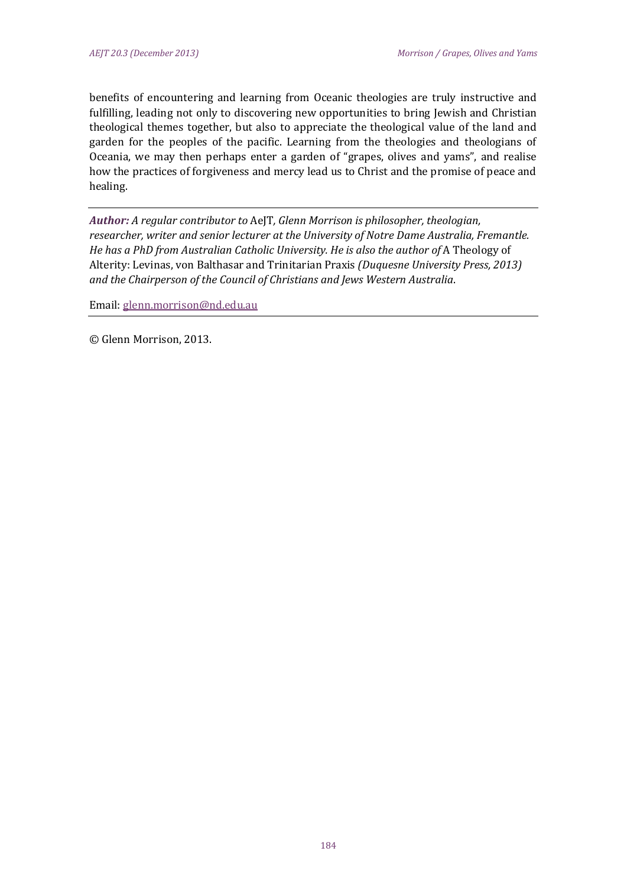benefits of encountering and learning from Oceanic theologies are truly instructive and fulfilling, leading not only to discovering new opportunities to bring Jewish and Christian theological themes together, but also to appreciate the theological value of the land and garden for the peoples of the pacific. Learning from the theologies and theologians of Oceania, we may then perhaps enter a garden of "grapes, olives and yams", and realise how the practices of forgiveness and mercy lead us to Christ and the promise of peace and healing.

---

***Author:*** *A regular contributor to* AeJT*, Glenn Morrison is philosopher, theologian, researcher, writer and senior lecturer at the University of Notre Dame Australia, Fremantle. He has a PhD from Australian Catholic University. He is also the author of* A Theology of Alterity: Levinas, von Balthasar and Trinitarian Praxis *(Duquesne University Press, 2013) and the Chairperson of the Council of Christians and Jews Western Australia*.

Email: glenn.morrison@nd.edu.au

---

© Glenn Morrison, 2013.